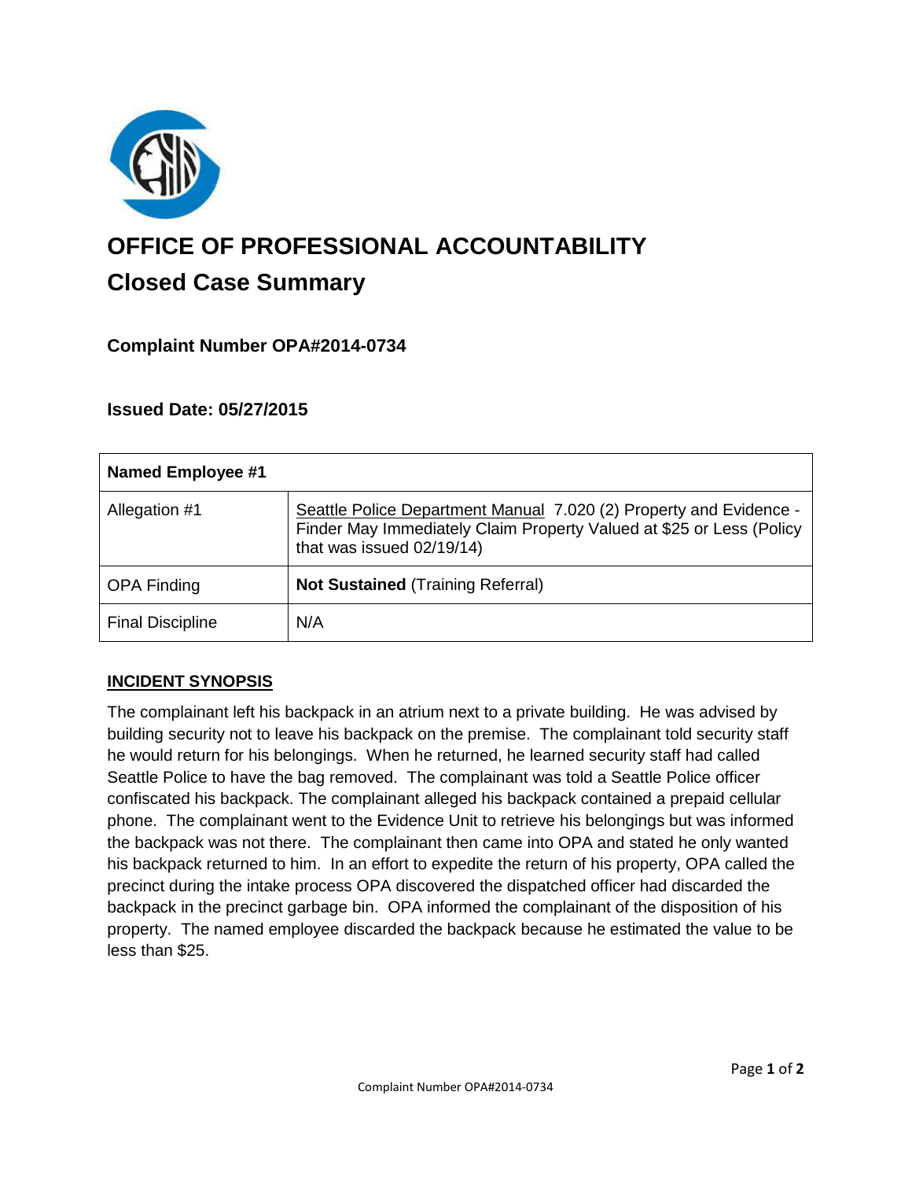# OFFICE OF PROFESSIONAL ACCOUNTABILITY

## Closed Case Summary

### Complaint Number OPA#2014-0734

### Issued Date: 05/27/2015

| **Named Employee #1** | |
|---|---|
| Allegation #1 | Seattle Police Department Manual 7.020 (2) Property and Evidence - Finder May Immediately Claim Property Valued at $25 or Less (Policy that was issued 02/19/14) |
| OPA Finding | **Not Sustained** (Training Referral) |
| Final Discipline | N/A |

**INCIDENT SYNOPSIS**

The complainant left his backpack in an atrium next to a private building. He was advised by building security not to leave his backpack on the premise. The complainant told security staff he would return for his belongings. When he returned, he learned security staff had called Seattle Police to have the bag removed. The complainant was told a Seattle Police officer confiscated his backpack. The complainant alleged his backpack contained a prepaid cellular phone. The complainant went to the Evidence Unit to retrieve his belongings but was informed the backpack was not there. The complainant then came into OPA and stated he only wanted his backpack returned to him. In an effort to expedite the return of his property, OPA called the precinct during the intake process OPA discovered the dispatched officer had discarded the backpack in the precinct garbage bin. OPA informed the complainant of the disposition of his property. The named employee discarded the backpack because he estimated the value to be less than $25.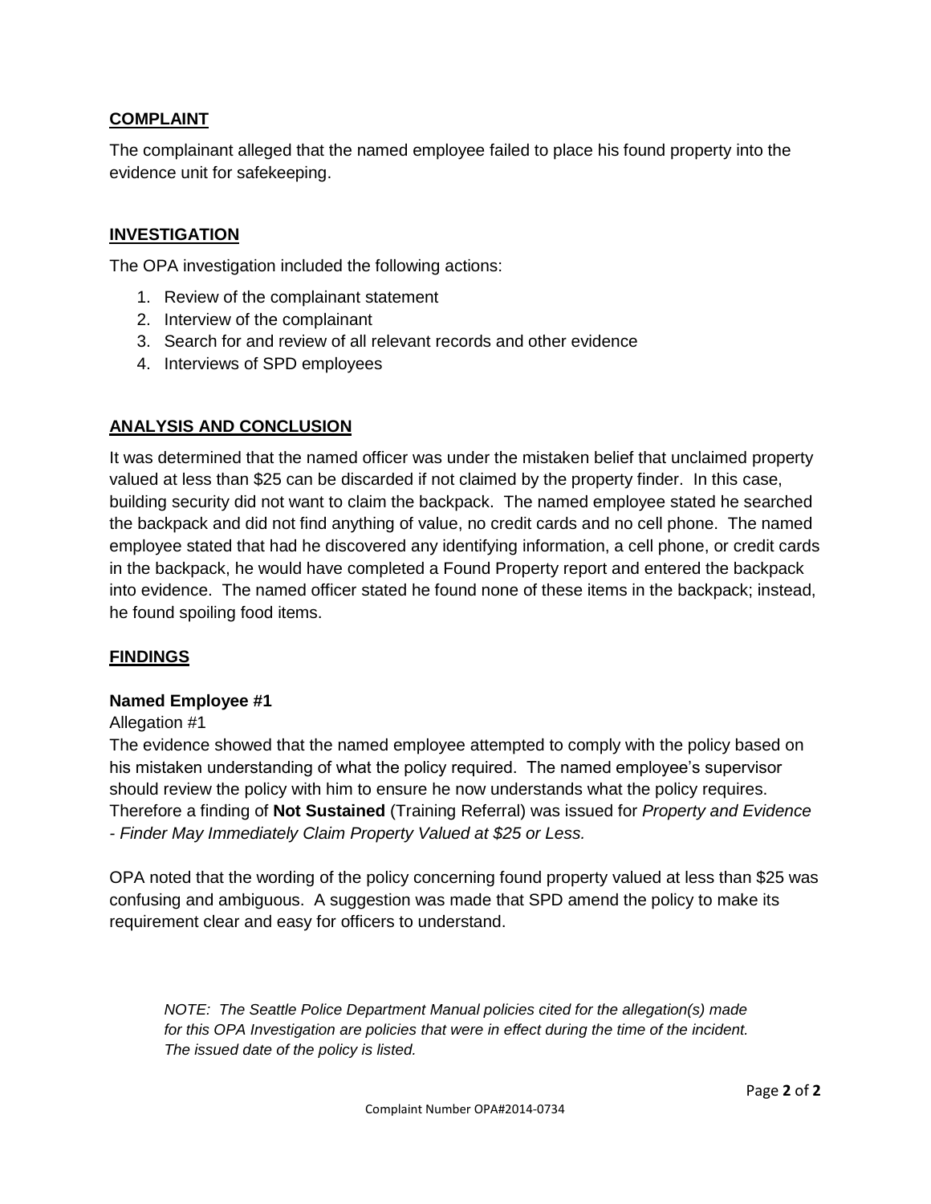## COMPLAINT

The complainant alleged that the named employee failed to place his found property into the evidence unit for safekeeping.

## INVESTIGATION

The OPA investigation included the following actions:

1. Review of the complainant statement
2. Interview of the complainant
3. Search for and review of all relevant records and other evidence
4. Interviews of SPD employees

## ANALYSIS AND CONCLUSION

It was determined that the named officer was under the mistaken belief that unclaimed property valued at less than $25 can be discarded if not claimed by the property finder. In this case, building security did not want to claim the backpack. The named employee stated he searched the backpack and did not find anything of value, no credit cards and no cell phone. The named employee stated that had he discovered any identifying information, a cell phone, or credit cards in the backpack, he would have completed a Found Property report and entered the backpack into evidence. The named officer stated he found none of these items in the backpack; instead, he found spoiling food items.

## FINDINGS

**Named Employee #1**

Allegation #1

The evidence showed that the named employee attempted to comply with the policy based on his mistaken understanding of what the policy required. The named employee's supervisor should review the policy with him to ensure he now understands what the policy requires. Therefore a finding of **Not Sustained** (Training Referral) was issued for *Property and Evidence - Finder May Immediately Claim Property Valued at $25 or Less.*

OPA noted that the wording of the policy concerning found property valued at less than $25 was confusing and ambiguous. A suggestion was made that SPD amend the policy to make its requirement clear and easy for officers to understand.

*NOTE: The Seattle Police Department Manual policies cited for the allegation(s) made for this OPA Investigation are policies that were in effect during the time of the incident. The issued date of the policy is listed.*

Complaint Number OPA#2014-0734